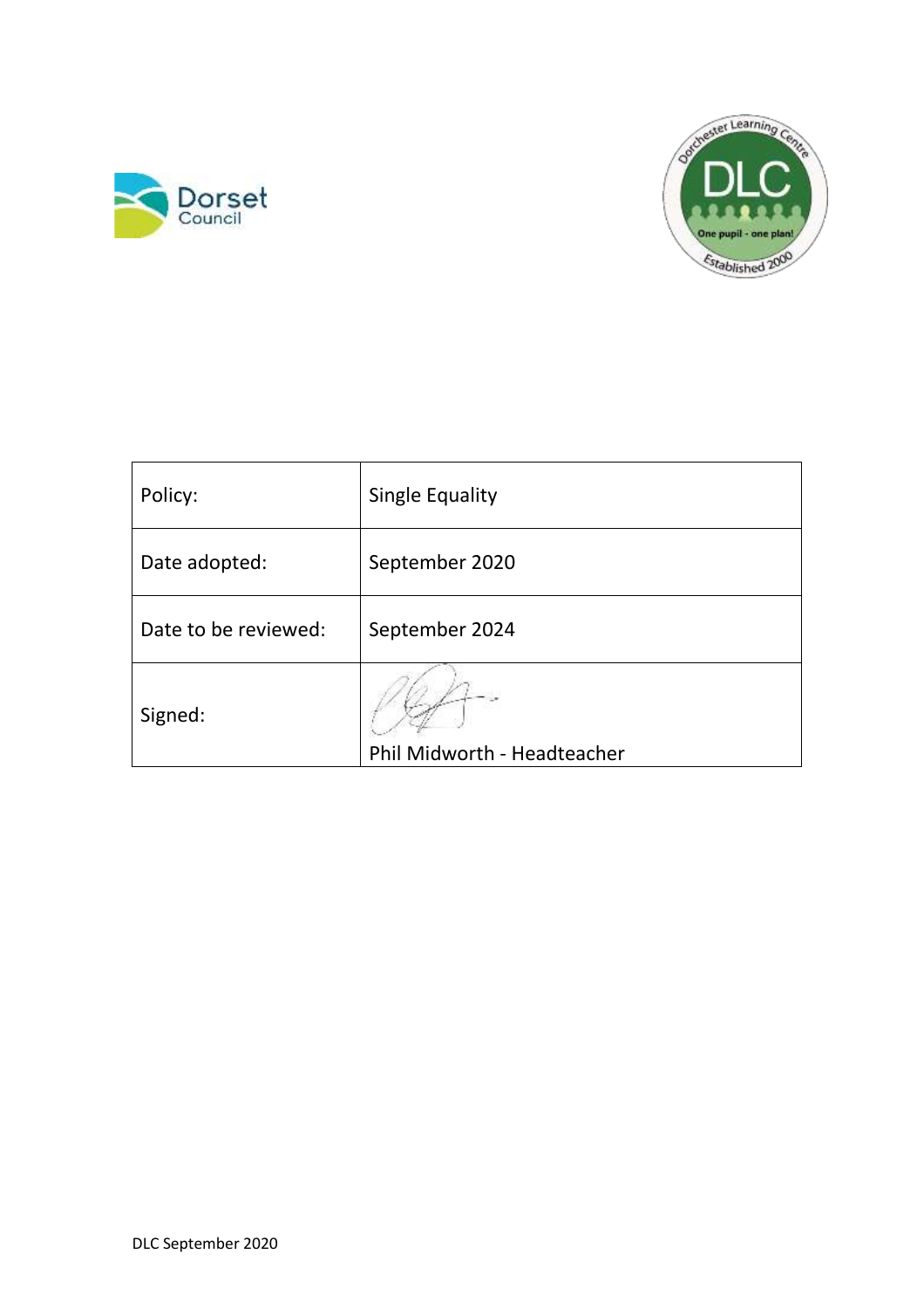| Policy: | Single Equality |
|---|---|
| Date adopted: | September 2020 |
| Date to be reviewed: | September 2024 |
| Signed: | Phil Midworth - Headteacher |

DLC September 2020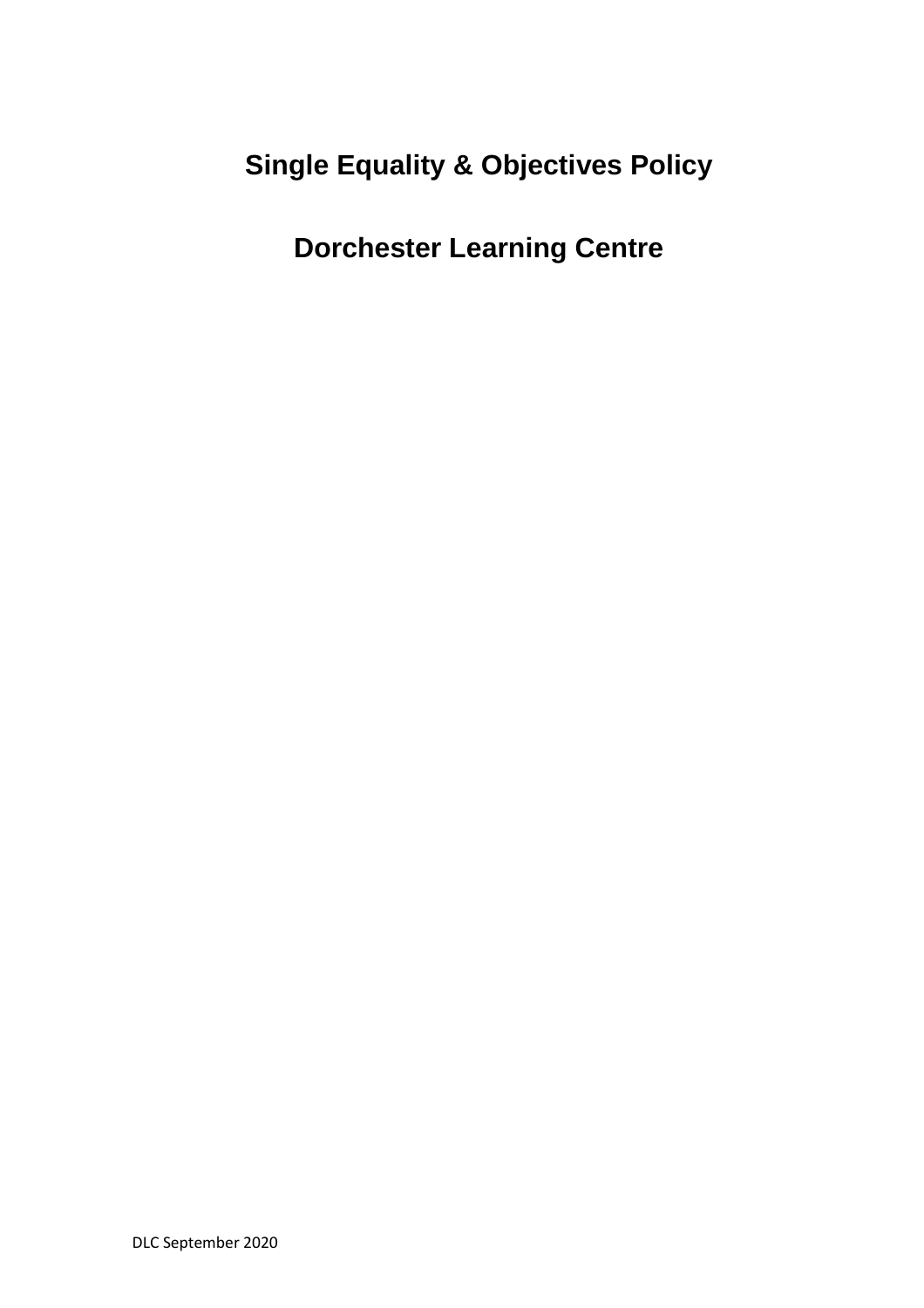# Single Equality & Objectives Policy

# Dorchester Learning Centre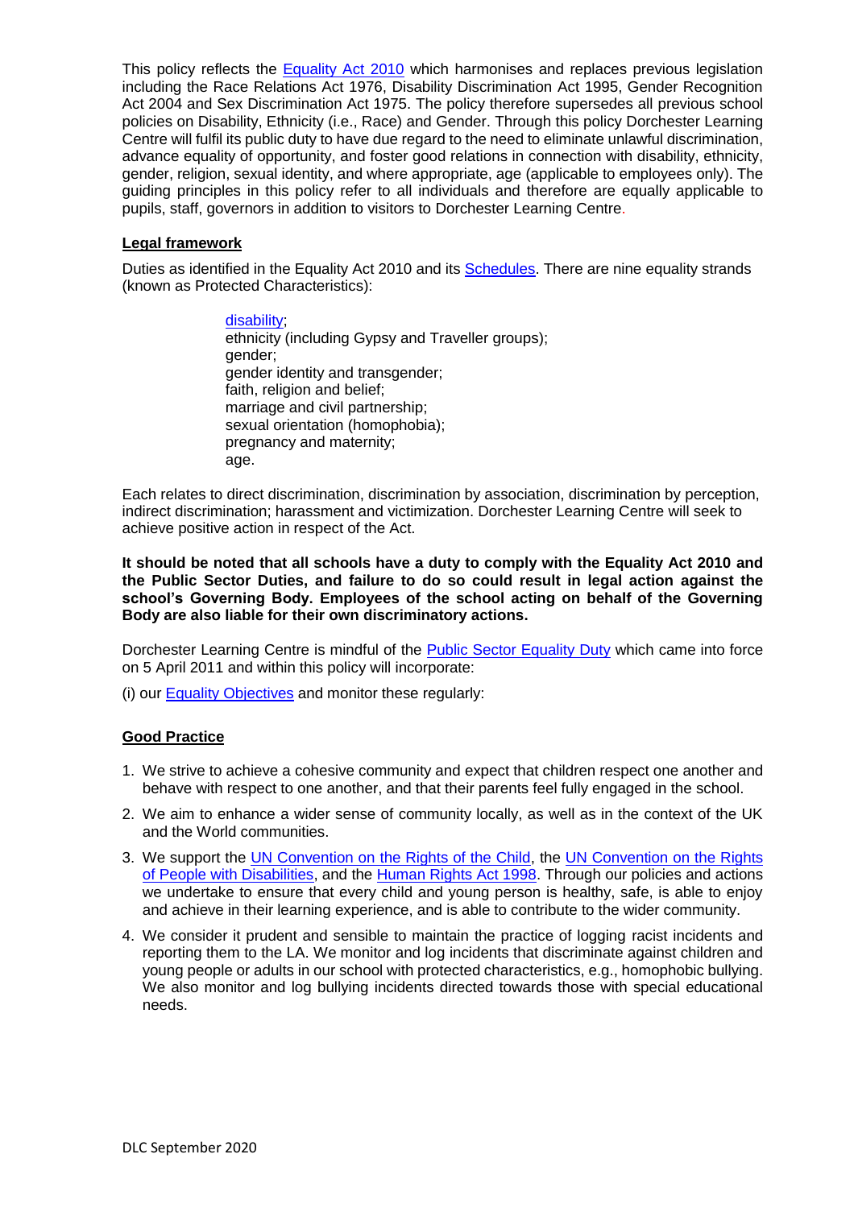This policy reflects the Equality Act 2010 which harmonises and replaces previous legislation including the Race Relations Act 1976, Disability Discrimination Act 1995, Gender Recognition Act 2004 and Sex Discrimination Act 1975. The policy therefore supersedes all previous school policies on Disability, Ethnicity (i.e., Race) and Gender. Through this policy Dorchester Learning Centre will fulfil its public duty to have due regard to the need to eliminate unlawful discrimination, advance equality of opportunity, and foster good relations in connection with disability, ethnicity, gender, religion, sexual identity, and where appropriate, age (applicable to employees only). The guiding principles in this policy refer to all individuals and therefore are equally applicable to pupils, staff, governors in addition to visitors to Dorchester Learning Centre.

## Legal framework

Duties as identified in the Equality Act 2010 and its Schedules. There are nine equality strands (known as Protected Characteristics):

- disability;
- ethnicity (including Gypsy and Traveller groups);
- gender;
- gender identity and transgender;
- faith, religion and belief;
- marriage and civil partnership;
- sexual orientation (homophobia);
- pregnancy and maternity;
- age.

Each relates to direct discrimination, discrimination by association, discrimination by perception, indirect discrimination; harassment and victimization. Dorchester Learning Centre will seek to achieve positive action in respect of the Act.

**It should be noted that all schools have a duty to comply with the Equality Act 2010 and the Public Sector Duties, and failure to do so could result in legal action against the school's Governing Body. Employees of the school acting on behalf of the Governing Body are also liable for their own discriminatory actions.**

Dorchester Learning Centre is mindful of the Public Sector Equality Duty which came into force on 5 April 2011 and within this policy will incorporate:

(i) our Equality Objectives and monitor these regularly:

## Good Practice

1. We strive to achieve a cohesive community and expect that children respect one another and behave with respect to one another, and that their parents feel fully engaged in the school.
2. We aim to enhance a wider sense of community locally, as well as in the context of the UK and the World communities.
3. We support the UN Convention on the Rights of the Child, the UN Convention on the Rights of People with Disabilities, and the Human Rights Act 1998. Through our policies and actions we undertake to ensure that every child and young person is healthy, safe, is able to enjoy and achieve in their learning experience, and is able to contribute to the wider community.
4. We consider it prudent and sensible to maintain the practice of logging racist incidents and reporting them to the LA. We monitor and log incidents that discriminate against children and young people or adults in our school with protected characteristics, e.g., homophobic bullying. We also monitor and log bullying incidents directed towards those with special educational needs.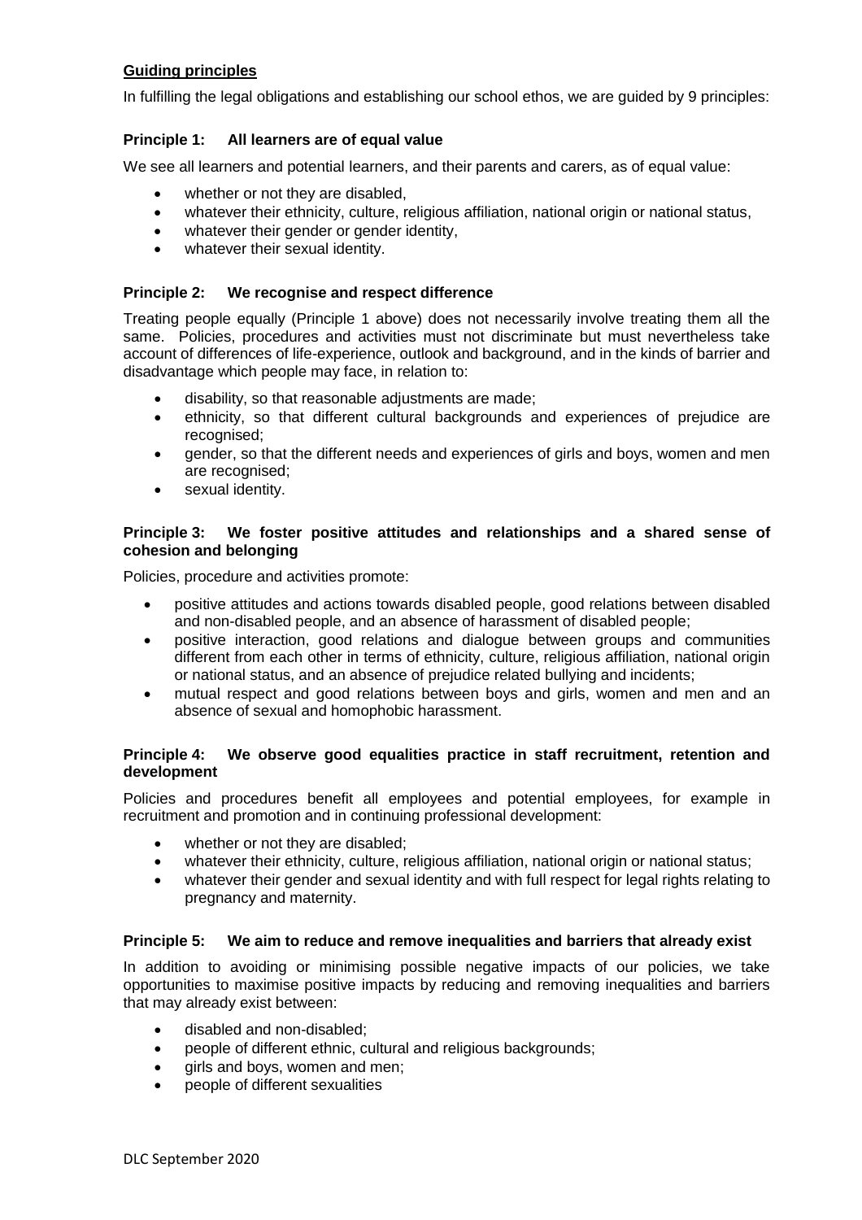## Guiding principles

In fulfilling the legal obligations and establishing our school ethos, we are guided by 9 principles:

### Principle 1: All learners are of equal value

We see all learners and potential learners, and their parents and carers, as of equal value:

- whether or not they are disabled,
- whatever their ethnicity, culture, religious affiliation, national origin or national status,
- whatever their gender or gender identity,
- whatever their sexual identity.

### Principle 2: We recognise and respect difference

Treating people equally (Principle 1 above) does not necessarily involve treating them all the same. Policies, procedures and activities must not discriminate but must nevertheless take account of differences of life-experience, outlook and background, and in the kinds of barrier and disadvantage which people may face, in relation to:

- disability, so that reasonable adjustments are made;
- ethnicity, so that different cultural backgrounds and experiences of prejudice are recognised;
- gender, so that the different needs and experiences of girls and boys, women and men are recognised;
- sexual identity.

### Principle 3: We foster positive attitudes and relationships and a shared sense of cohesion and belonging

Policies, procedure and activities promote:

- positive attitudes and actions towards disabled people, good relations between disabled and non-disabled people, and an absence of harassment of disabled people;
- positive interaction, good relations and dialogue between groups and communities different from each other in terms of ethnicity, culture, religious affiliation, national origin or national status, and an absence of prejudice related bullying and incidents;
- mutual respect and good relations between boys and girls, women and men and an absence of sexual and homophobic harassment.

### Principle 4: We observe good equalities practice in staff recruitment, retention and development

Policies and procedures benefit all employees and potential employees, for example in recruitment and promotion and in continuing professional development:

- whether or not they are disabled;
- whatever their ethnicity, culture, religious affiliation, national origin or national status;
- whatever their gender and sexual identity and with full respect for legal rights relating to pregnancy and maternity.

### Principle 5: We aim to reduce and remove inequalities and barriers that already exist

In addition to avoiding or minimising possible negative impacts of our policies, we take opportunities to maximise positive impacts by reducing and removing inequalities and barriers that may already exist between:

- disabled and non-disabled;
- people of different ethnic, cultural and religious backgrounds;
- girls and boys, women and men;
- people of different sexualities

DLC September 2020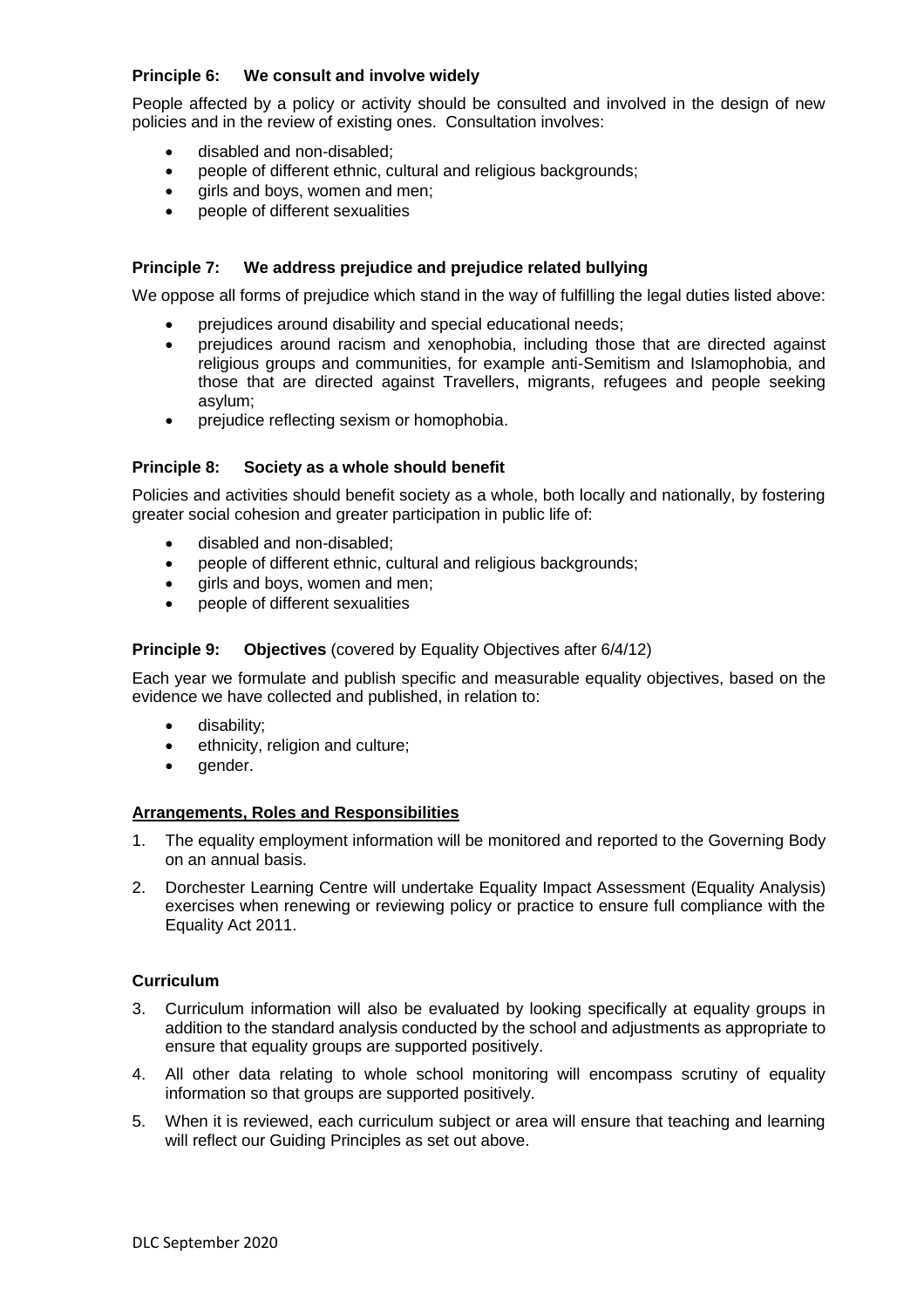**Principle 6: We consult and involve widely**

People affected by a policy or activity should be consulted and involved in the design of new policies and in the review of existing ones. Consultation involves:

- disabled and non-disabled;
- people of different ethnic, cultural and religious backgrounds;
- girls and boys, women and men;
- people of different sexualities

**Principle 7: We address prejudice and prejudice related bullying**

We oppose all forms of prejudice which stand in the way of fulfilling the legal duties listed above:

- prejudices around disability and special educational needs;
- prejudices around racism and xenophobia, including those that are directed against religious groups and communities, for example anti-Semitism and Islamophobia, and those that are directed against Travellers, migrants, refugees and people seeking asylum;
- prejudice reflecting sexism or homophobia.

**Principle 8: Society as a whole should benefit**

Policies and activities should benefit society as a whole, both locally and nationally, by fostering greater social cohesion and greater participation in public life of:

- disabled and non-disabled;
- people of different ethnic, cultural and religious backgrounds;
- girls and boys, women and men;
- people of different sexualities

**Principle 9: Objectives** (covered by Equality Objectives after 6/4/12)

Each year we formulate and publish specific and measurable equality objectives, based on the evidence we have collected and published, in relation to:

- disability;
- ethnicity, religion and culture;
- gender.

**Arrangements, Roles and Responsibilities**

1. The equality employment information will be monitored and reported to the Governing Body on an annual basis.
2. Dorchester Learning Centre will undertake Equality Impact Assessment (Equality Analysis) exercises when renewing or reviewing policy or practice to ensure full compliance with the Equality Act 2011.

**Curriculum**

3. Curriculum information will also be evaluated by looking specifically at equality groups in addition to the standard analysis conducted by the school and adjustments as appropriate to ensure that equality groups are supported positively.
4. All other data relating to whole school monitoring will encompass scrutiny of equality information so that groups are supported positively.
5. When it is reviewed, each curriculum subject or area will ensure that teaching and learning will reflect our Guiding Principles as set out above.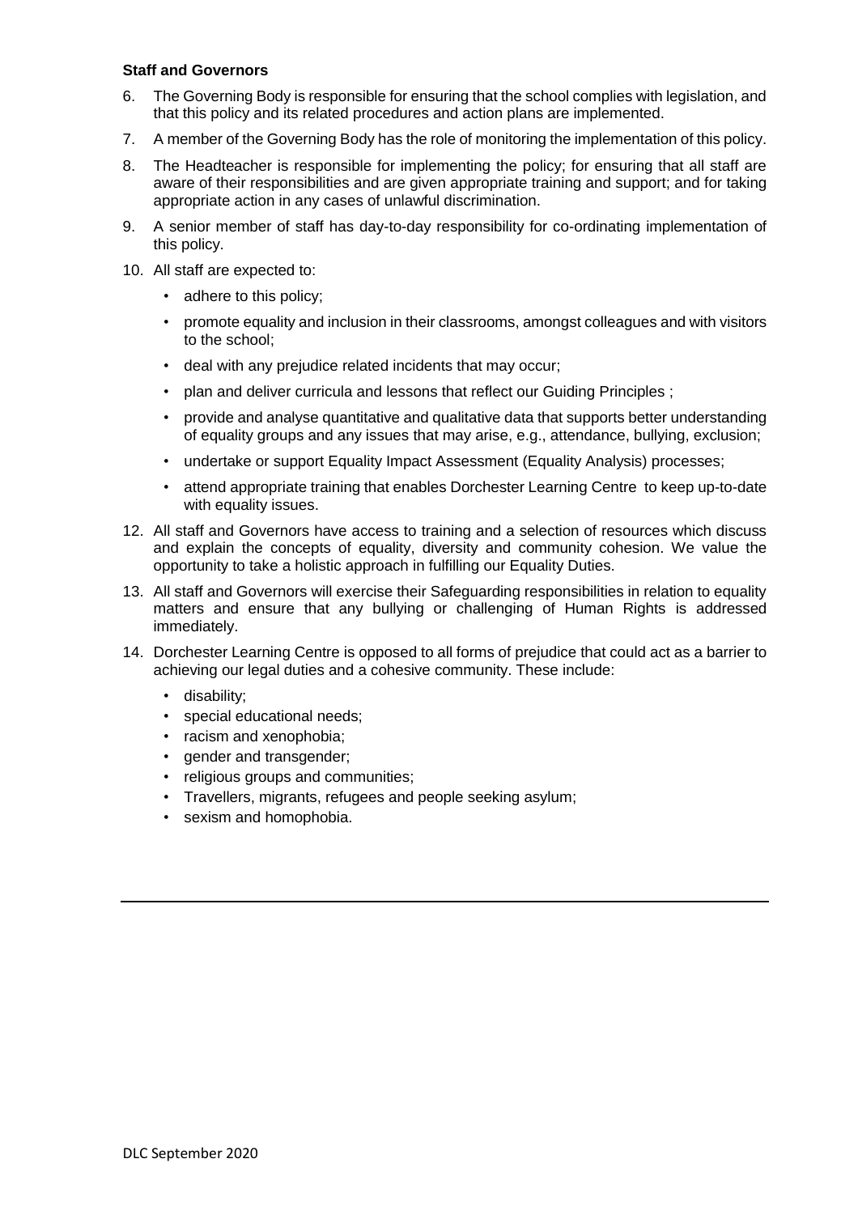**Staff and Governors**

6. The Governing Body is responsible for ensuring that the school complies with legislation, and that this policy and its related procedures and action plans are implemented.
7. A member of the Governing Body has the role of monitoring the implementation of this policy.
8. The Headteacher is responsible for implementing the policy; for ensuring that all staff are aware of their responsibilities and are given appropriate training and support; and for taking appropriate action in any cases of unlawful discrimination.
9. A senior member of staff has day-to-day responsibility for co-ordinating implementation of this policy.
10. All staff are expected to:
    - adhere to this policy;
    - promote equality and inclusion in their classrooms, amongst colleagues and with visitors to the school;
    - deal with any prejudice related incidents that may occur;
    - plan and deliver curricula and lessons that reflect our Guiding Principles ;
    - provide and analyse quantitative and qualitative data that supports better understanding of equality groups and any issues that may arise, e.g., attendance, bullying, exclusion;
    - undertake or support Equality Impact Assessment (Equality Analysis) processes;
    - attend appropriate training that enables Dorchester Learning Centre to keep up-to-date with equality issues.

12. All staff and Governors have access to training and a selection of resources which discuss and explain the concepts of equality, diversity and community cohesion. We value the opportunity to take a holistic approach in fulfilling our Equality Duties.
13. All staff and Governors will exercise their Safeguarding responsibilities in relation to equality matters and ensure that any bullying or challenging of Human Rights is addressed immediately.
14. Dorchester Learning Centre is opposed to all forms of prejudice that could act as a barrier to achieving our legal duties and a cohesive community. These include:
    - disability;
    - special educational needs;
    - racism and xenophobia;
    - gender and transgender;
    - religious groups and communities;
    - Travellers, migrants, refugees and people seeking asylum;
    - sexism and homophobia.